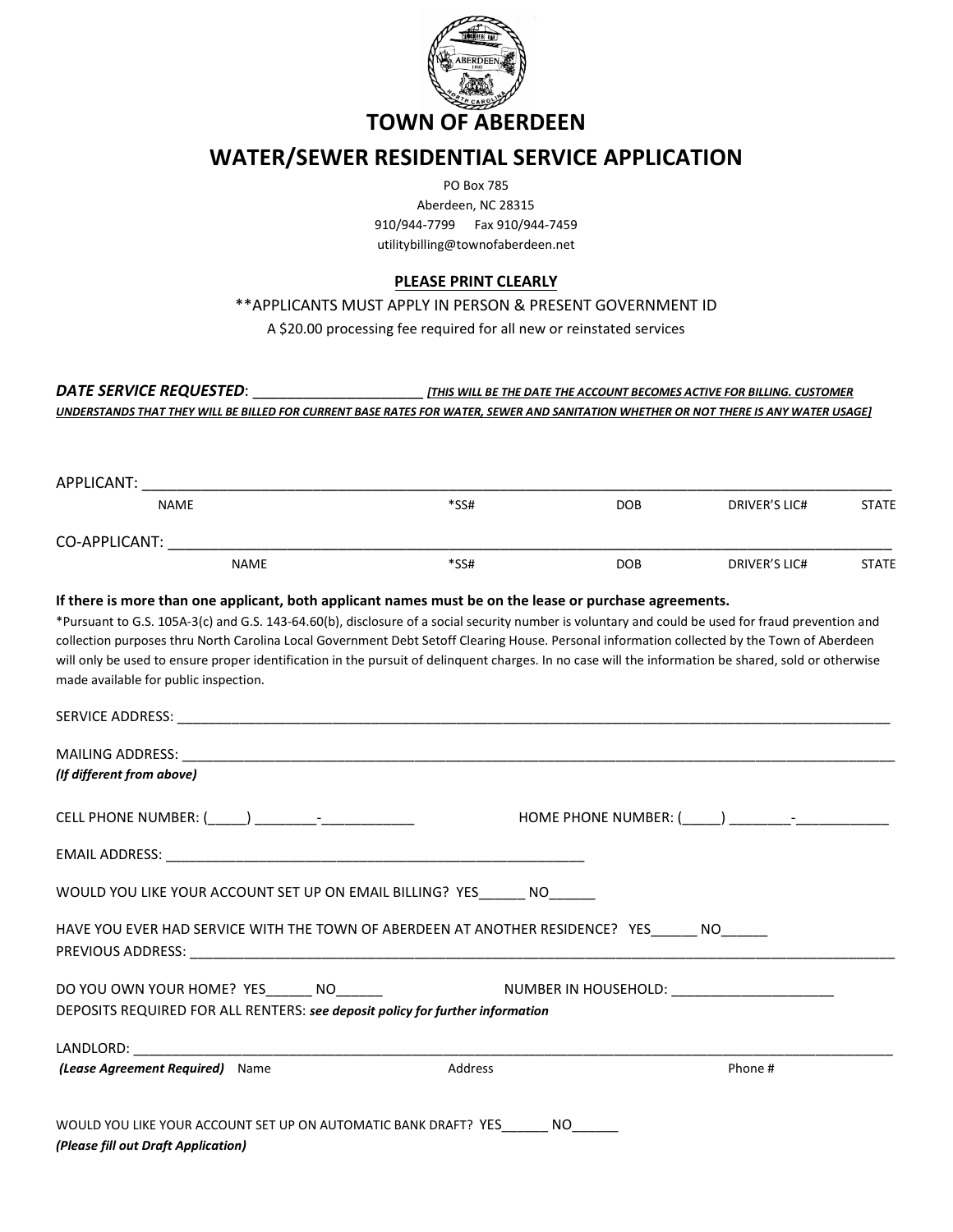# TOWN OF ABERDEEN

## WATER/SEWER RESIDENTIAL SERVICE APPLICATION

PO Box 785
Aberdeen, NC 28315
910/944-7799 Fax 910/944-7459
utilitybilling@townofaberdeen.net

**PLEASE PRINT CLEARLY**

**APPLICANTS MUST APPLY IN PERSON & PRESENT GOVERNMENT ID

A $20.00 processing fee required for all new or reinstated services

***DATE SERVICE REQUESTED***: _____________________ ***[THIS WILL BE THE DATE THE ACCOUNT BECOMES ACTIVE FOR BILLING. CUSTOMER UNDERSTANDS THAT THEY WILL BE BILLED FOR CURRENT BASE RATES FOR WATER, SEWER AND SANITATION WHETHER OR NOT THERE IS ANY WATER USAGE]***

APPLICANT: ______________________________________________________________________________
NAME *SS# DOB DRIVER'S LIC# STATE

CO-APPLICANT: ___________________________________________________________________________
NAME *SS# DOB DRIVER'S LIC# STATE

**If there is more than one applicant, both applicant names must be on the lease or purchase agreements.**

*Pursuant to G.S. 105A-3(c) and G.S. 143-64.60(b), disclosure of a social security number is voluntary and could be used for fraud prevention and collection purposes thru North Carolina Local Government Debt Setoff Clearing House. Personal information collected by the Town of Aberdeen will only be used to ensure proper identification in the pursuit of delinquent charges. In no case will the information be shared, sold or otherwise made available for public inspection.

SERVICE ADDRESS: ________________________________________________________________________

MAILING ADDRESS: _______________________________________________________________________
***(If different from above)***

CELL PHONE NUMBER: (_____) ________-____________ HOME PHONE NUMBER: (_____) ________-____________

EMAIL ADDRESS: _______________________________________________________

WOULD YOU LIKE YOUR ACCOUNT SET UP ON EMAIL BILLING? YES______ NO______

HAVE YOU EVER HAD SERVICE WITH THE TOWN OF ABERDEEN AT ANOTHER RESIDENCE? YES______ NO______
PREVIOUS ADDRESS: _______________________________________________________________________

DO YOU OWN YOUR HOME? YES______ NO______ NUMBER IN HOUSEHOLD: _____________________
DEPOSITS REQUIRED FOR ALL RENTERS: ***see deposit policy for further information***

LANDLORD: ______________________________________________________________________________
***(Lease Agreement Required)*** Name Address Phone #

WOULD YOU LIKE YOUR ACCOUNT SET UP ON AUTOMATIC BANK DRAFT? YES______ NO______
***(Please fill out Draft Application)***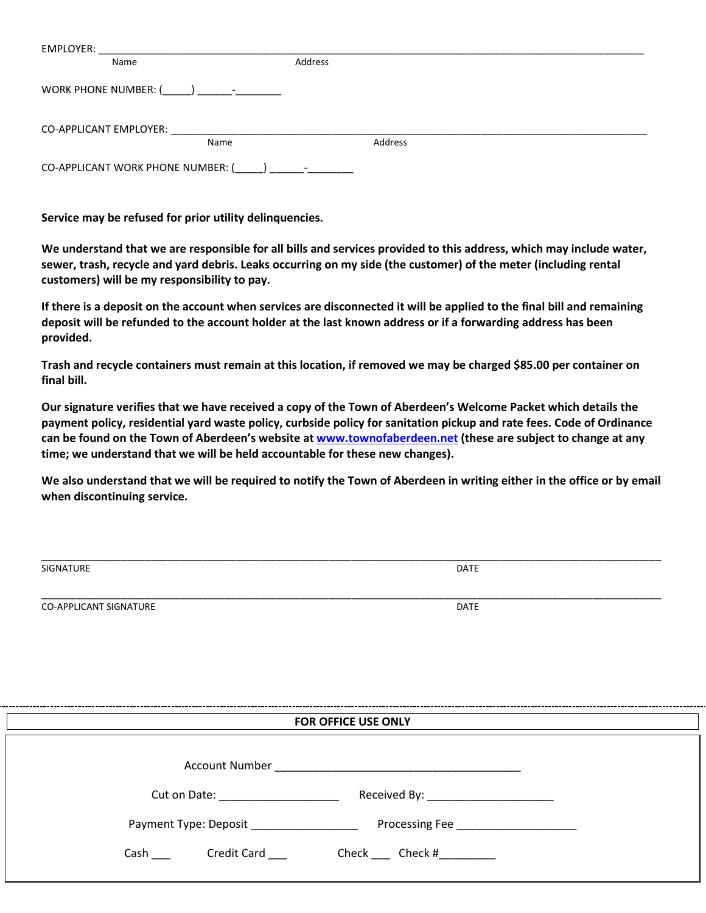EMPLOYER: ______________________________________________________________________________________________
Name Address

WORK PHONE NUMBER: (_____) ______-________

CO-APPLICANT EMPLOYER: ____________________________________________________________________________________
Name Address

CO-APPLICANT WORK PHONE NUMBER: (_____) ______-________

**Service may be refused for prior utility delinquencies.**

**We understand that we are responsible for all bills and services provided to this address, which may include water, sewer, trash, recycle and yard debris. Leaks occurring on my side (the customer) of the meter (including rental customers) will be my responsibility to pay.**

**If there is a deposit on the account when services are disconnected it will be applied to the final bill and remaining deposit will be refunded to the account holder at the last known address or if a forwarding address has been provided.**

**Trash and recycle containers must remain at this location, if removed we may be charged $85.00 per container on final bill.**

**Our signature verifies that we have received a copy of the Town of Aberdeen's Welcome Packet which details the payment policy, residential yard waste policy, curbside policy for sanitation pickup and rate fees. Code of Ordinance can be found on the Town of Aberdeen's website at [www.townofaberdeen.net](www.townofaberdeen.net) (these are subject to change at any time; we understand that we will be held accountable for these new changes).**

**We also understand that we will be required to notify the Town of Aberdeen in writing either in the office or by email when discontinuing service.**

____________________________________________________________________________________________________
SIGNATURE DATE

____________________________________________________________________________________________________
CO-APPLICANT SIGNATURE DATE

**FOR OFFICE USE ONLY**

Account Number ________________________________________

Cut on Date: ___________________ Received By: ____________________

Payment Type: Deposit _________________ Processing Fee ___________________

Cash ___ Credit Card ___ Check ___ Check #_________